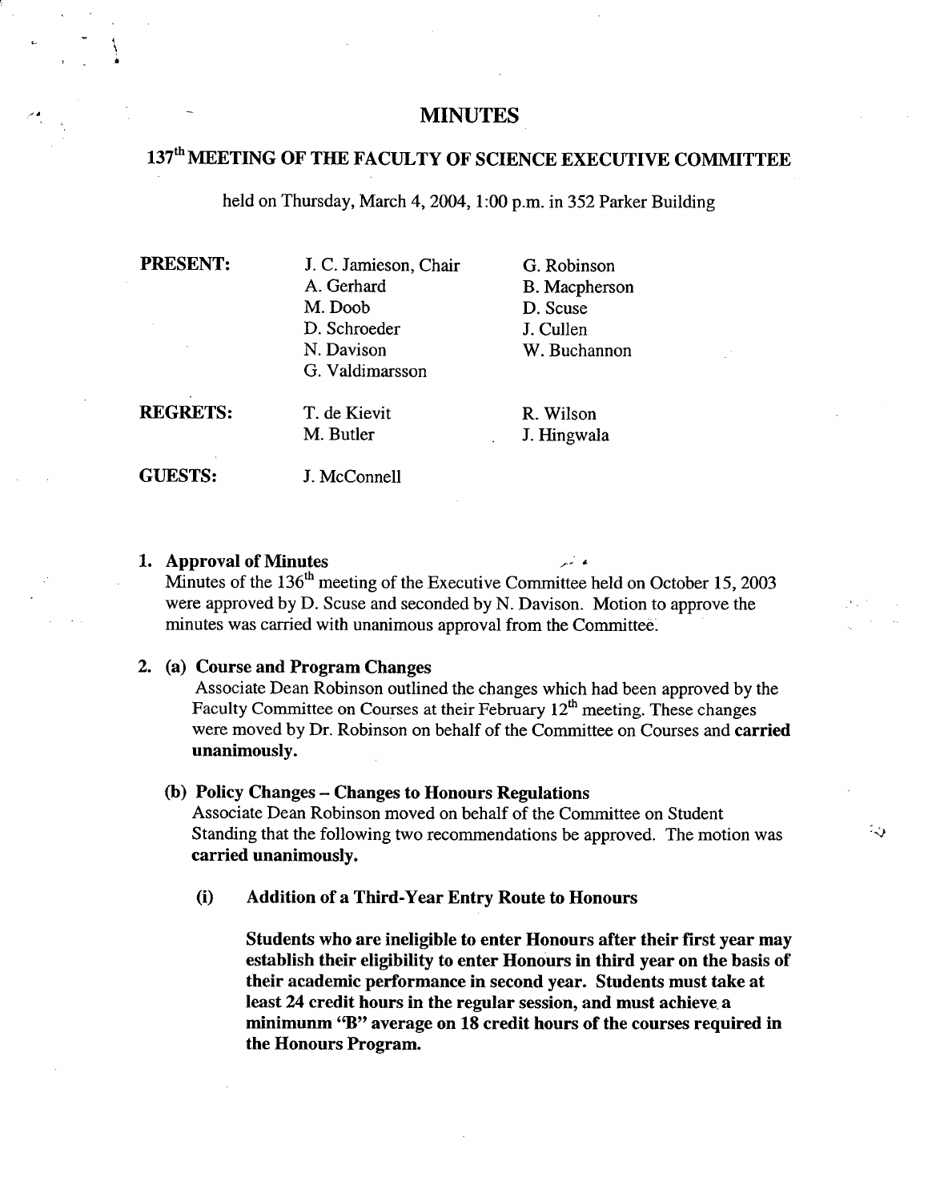# MINUTES

## 137th MEETING OF THE FACULTY OF SCIENCE EXECUTIVE COMMITTEE

held on Thursday, March 4, 2004, 1:00 p.m. in 352 Parker Building

| | | |
|---|---|---|
| **PRESENT:** | J. C. Jamieson, Chair | G. Robinson |
| | A. Gerhard | B. Macpherson |
| | M. Doob | D. Scuse |
| | D. Schroeder | J. Cullen |
| | N. Davison | W. Buchannon |
| | G. Valdimarsson | |
| **REGRETS:** | T. de Kievit | R. Wilson |
| | M. Butler | J. Hingwala |
| **GUESTS:** | J. McConnell | |

1. **Approval of Minutes**
   Minutes of the 136th meeting of the Executive Committee held on October 15, 2003 were approved by D. Scuse and seconded by N. Davison. Motion to approve the minutes was carried with unanimous approval from the Committee.

2. (a) **Course and Program Changes**
   Associate Dean Robinson outlined the changes which had been approved by the Faculty Committee on Courses at their February 12th meeting. These changes were moved by Dr. Robinson on behalf of the Committee on Courses and **carried unanimously.**

   (b) **Policy Changes – Changes to Honours Regulations**
   Associate Dean Robinson moved on behalf of the Committee on Student Standing that the following two recommendations be approved. The motion was **carried unanimously.**

   (i) **Addition of a Third-Year Entry Route to Honours**

   **Students who are ineligible to enter Honours after their first year may establish their eligibility to enter Honours in third year on the basis of their academic performance in second year. Students must take at least 24 credit hours in the regular session, and must achieve a minimunm "B" average on 18 credit hours of the courses required in the Honours Program.**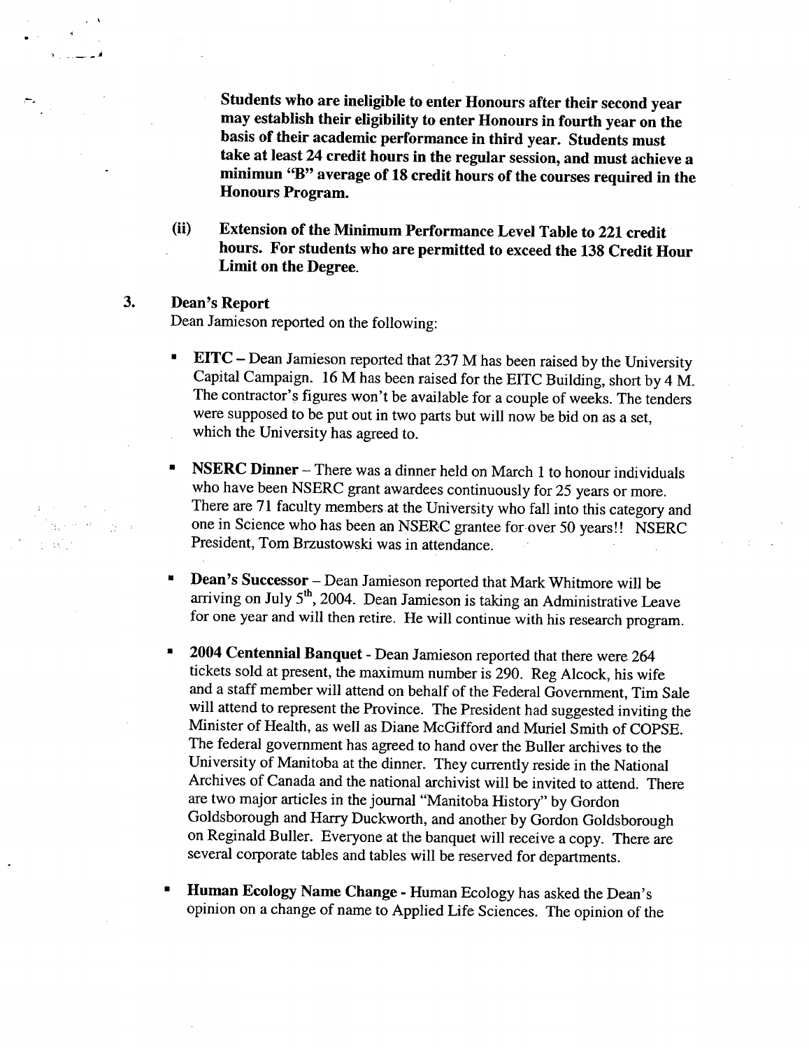**Students who are ineligible to enter Honours after their second year may establish their eligibility to enter Honours in fourth year on the basis of their academic performance in third year. Students must take at least 24 credit hours in the regular session, and must achieve a minimun "B" average of 18 credit hours of the courses required in the Honours Program.**

(ii) **Extension of the Minimum Performance Level Table to 221 credit hours. For students who are permitted to exceed the 138 Credit Hour Limit on the Degree.**

3. **Dean's Report**

Dean Jamieson reported on the following:

- **EITC** – Dean Jamieson reported that 237 M has been raised by the University Capital Campaign. 16 M has been raised for the EITC Building, short by 4 M. The contractor's figures won't be available for a couple of weeks. The tenders were supposed to be put out in two parts but will now be bid on as a set, which the University has agreed to.

- **NSERC Dinner** – There was a dinner held on March 1 to honour individuals who have been NSERC grant awardees continuously for 25 years or more. There are 71 faculty members at the University who fall into this category and one in Science who has been an NSERC grantee for over 50 years!! NSERC President, Tom Brzustowski was in attendance.

- **Dean's Successor** – Dean Jamieson reported that Mark Whitmore will be arriving on July 5th, 2004. Dean Jamieson is taking an Administrative Leave for one year and will then retire. He will continue with his research program.

- **2004 Centennial Banquet** - Dean Jamieson reported that there were 264 tickets sold at present, the maximum number is 290. Reg Alcock, his wife and a staff member will attend on behalf of the Federal Government, Tim Sale will attend to represent the Province. The President had suggested inviting the Minister of Health, as well as Diane McGifford and Muriel Smith of COPSE. The federal government has agreed to hand over the Buller archives to the University of Manitoba at the dinner. They currently reside in the National Archives of Canada and the national archivist will be invited to attend. There are two major articles in the journal "Manitoba History" by Gordon Goldsborough and Harry Duckworth, and another by Gordon Goldsborough on Reginald Buller. Everyone at the banquet will receive a copy. There are several corporate tables and tables will be reserved for departments.

- **Human Ecology Name Change** - Human Ecology has asked the Dean's opinion on a change of name to Applied Life Sciences. The opinion of the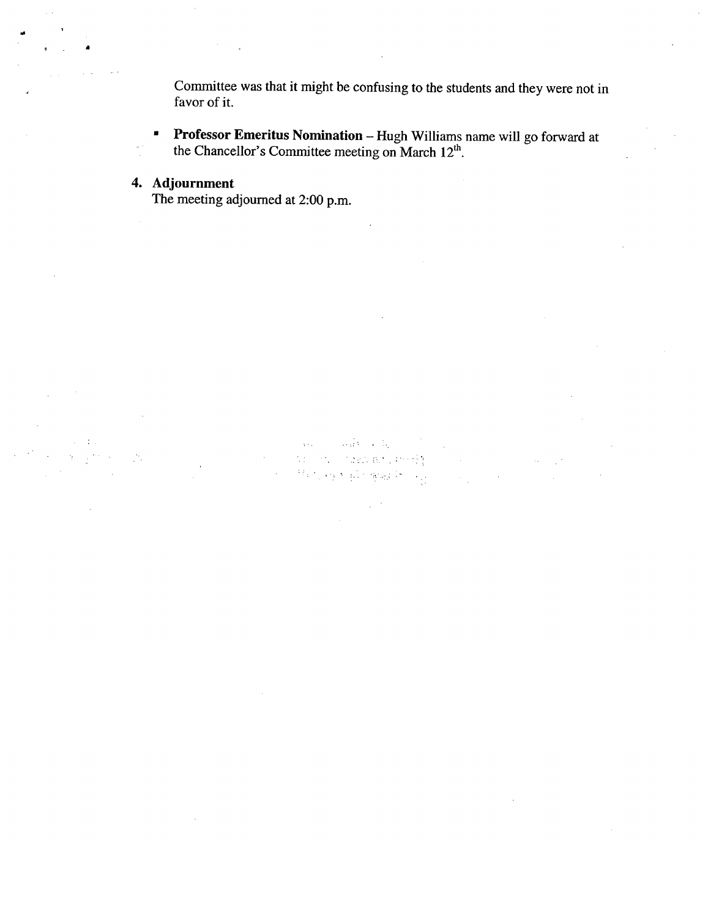Committee was that it might be confusing to the students and they were not in favor of it.

- **Professor Emeritus Nomination** – Hugh Williams name will go forward at the Chancellor's Committee meeting on March 12th.

**4. Adjournment**

The meeting adjourned at 2:00 p.m.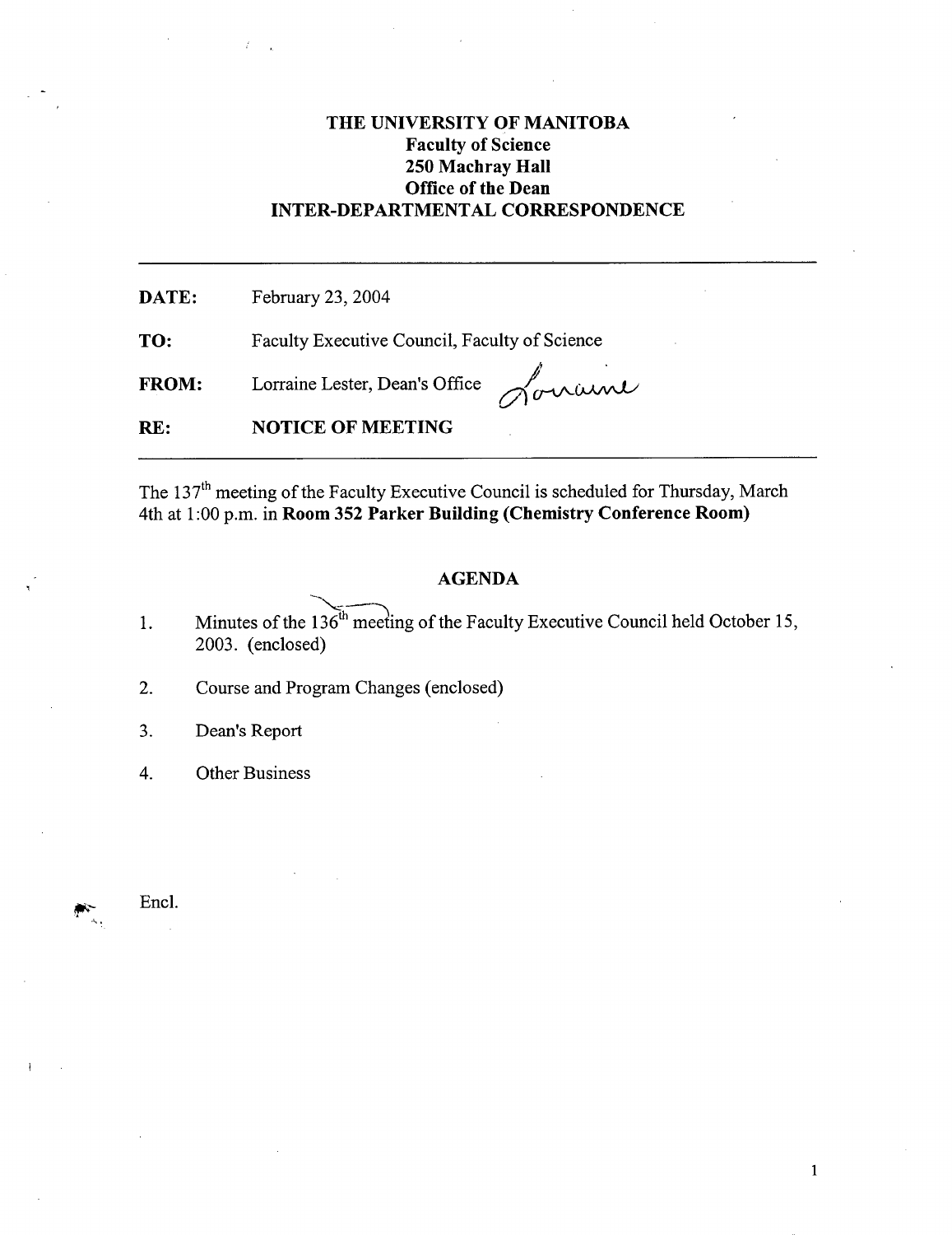**THE UNIVERSITY OF MANITOBA**
**Faculty of Science**
**250 Machray Hall**
**Office of the Dean**
**INTER-DEPARTMENTAL CORRESPONDENCE**

---

**DATE:** February 23, 2004

**TO:** Faculty Executive Council, Faculty of Science

**FROM:** Lorraine Lester, Dean's Office Lorraine

**RE:** **NOTICE OF MEETING**

---

The 137th meeting of the Faculty Executive Council is scheduled for Thursday, March 4th at 1:00 p.m. in **Room 352 Parker Building (Chemistry Conference Room)**

## AGENDA

1. Minutes of the 136th meeting of the Faculty Executive Council held October 15, 2003. (enclosed)
2. Course and Program Changes (enclosed)
3. Dean's Report
4. Other Business

Encl.